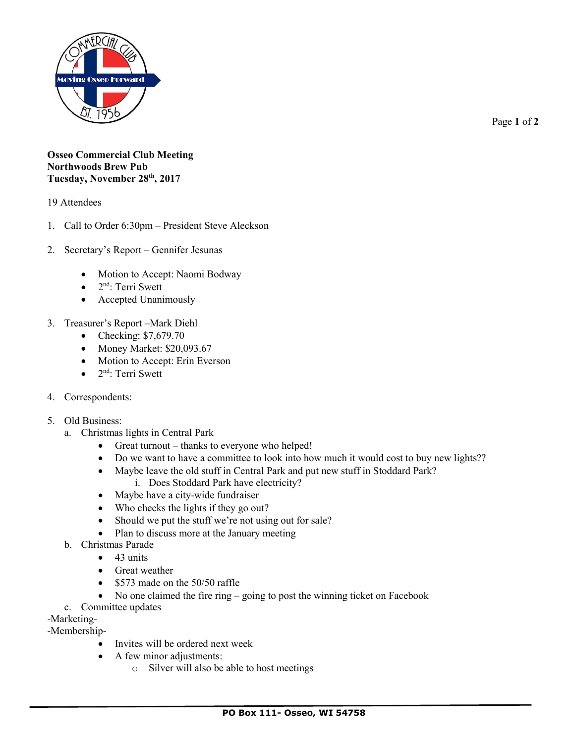**Osseo Commercial Club Meeting**
**Northwoods Brew Pub**
**Tuesday, November 28th, 2017**

19 Attendees

1. Call to Order 6:30pm – President Steve Aleckson

2. Secretary's Report – Gennifer Jesunas

   - Motion to Accept: Naomi Bodway
   - 2nd: Terri Swett
   - Accepted Unanimously

3. Treasurer's Report –Mark Diehl
   - Checking: $7,679.70
   - Money Market: $20,093.67
   - Motion to Accept: Erin Everson
   - 2nd: Terri Swett

4. Correspondents:

5. Old Business:
   a. Christmas lights in Central Park
      - Great turnout – thanks to everyone who helped!
      - Do we want to have a committee to look into how much it would cost to buy new lights??
      - Maybe leave the old stuff in Central Park and put new stuff in Stoddard Park?
         i. Does Stoddard Park have electricity?
      - Maybe have a city-wide fundraiser
      - Who checks the lights if they go out?
      - Should we put the stuff we're not using out for sale?
      - Plan to discuss more at the January meeting

   b. Christmas Parade
      - 43 units
      - Great weather
      - $573 made on the 50/50 raffle
      - No one claimed the fire ring – going to post the winning ticket on Facebook

   c. Committee updates

-Marketing-

-Membership-

- Invites will be ordered next week
- A few minor adjustments:
  - Silver will also be able to host meetings

PO Box 111- Osseo, WI 54758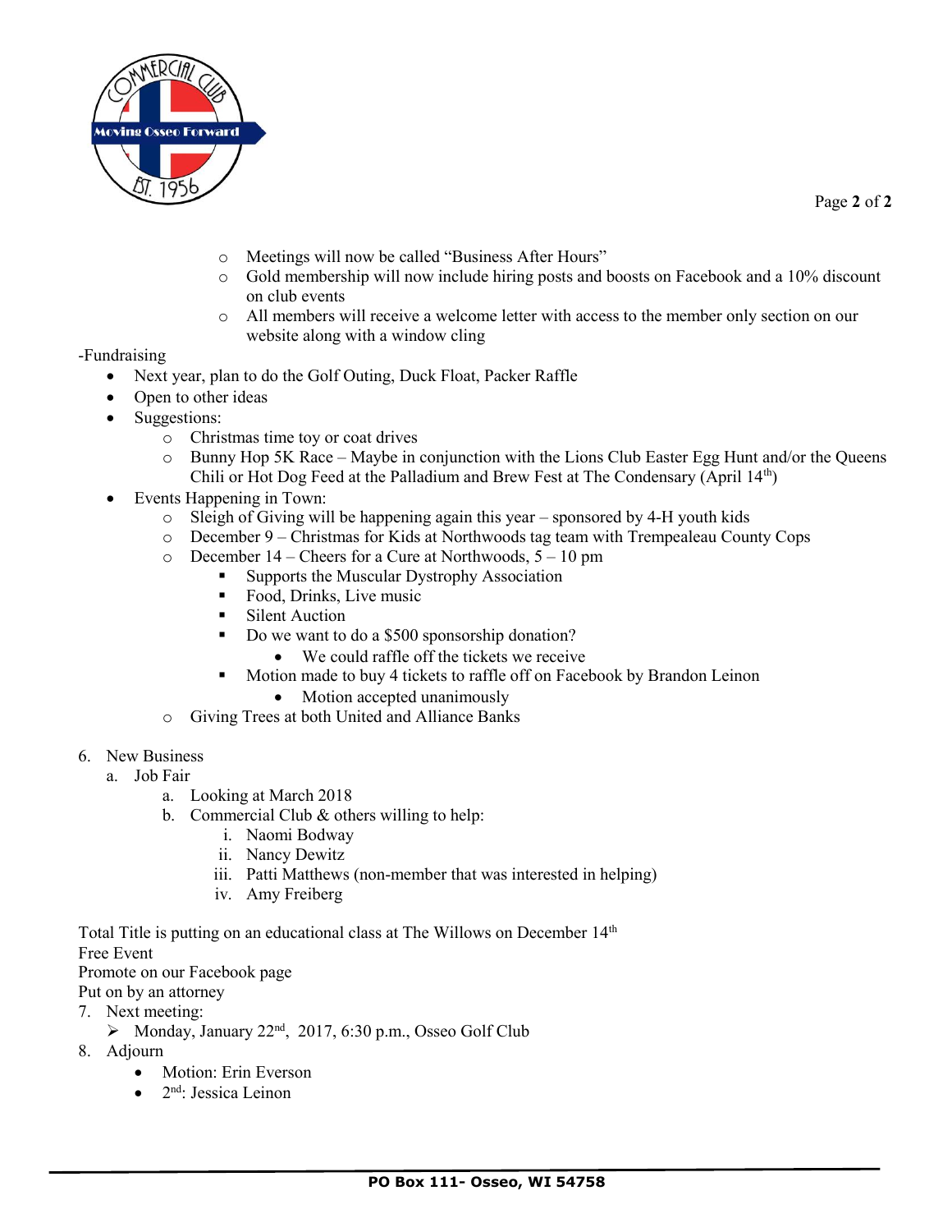- Meetings will now be called "Business After Hours"
- Gold membership will now include hiring posts and boosts on Facebook and a 10% discount on club events
- All members will receive a welcome letter with access to the member only section on our website along with a window cling

-Fundraising

- Next year, plan to do the Golf Outing, Duck Float, Packer Raffle
- Open to other ideas
- Suggestions:
  - Christmas time toy or coat drives
  - Bunny Hop 5K Race – Maybe in conjunction with the Lions Club Easter Egg Hunt and/or the Queens Chili or Hot Dog Feed at the Palladium and Brew Fest at The Condensary (April 14th)
- Events Happening in Town:
  - Sleigh of Giving will be happening again this year – sponsored by 4-H youth kids
  - December 9 – Christmas for Kids at Northwoods tag team with Trempealeau County Cops
  - December 14 – Cheers for a Cure at Northwoods, 5 – 10 pm
    - Supports the Muscular Dystrophy Association
    - Food, Drinks, Live music
    - Silent Auction
    - Do we want to do a $500 sponsorship donation?
      - We could raffle off the tickets we receive
    - Motion made to buy 4 tickets to raffle off on Facebook by Brandon Leinon
      - Motion accepted unanimously
  - Giving Trees at both United and Alliance Banks

6. New Business
   a. Job Fair
      a. Looking at March 2018
      b. Commercial Club & others willing to help:
         i. Naomi Bodway
         ii. Nancy Dewitz
         iii. Patti Matthews (non-member that was interested in helping)
         iv. Amy Freiberg

Total Title is putting on an educational class at The Willows on December 14th
Free Event
Promote on our Facebook page
Put on by an attorney

7. Next meeting:
   - Monday, January 22nd, 2017, 6:30 p.m., Osseo Golf Club
8. Adjourn
   - Motion: Erin Everson
   - 2nd: Jessica Leinon